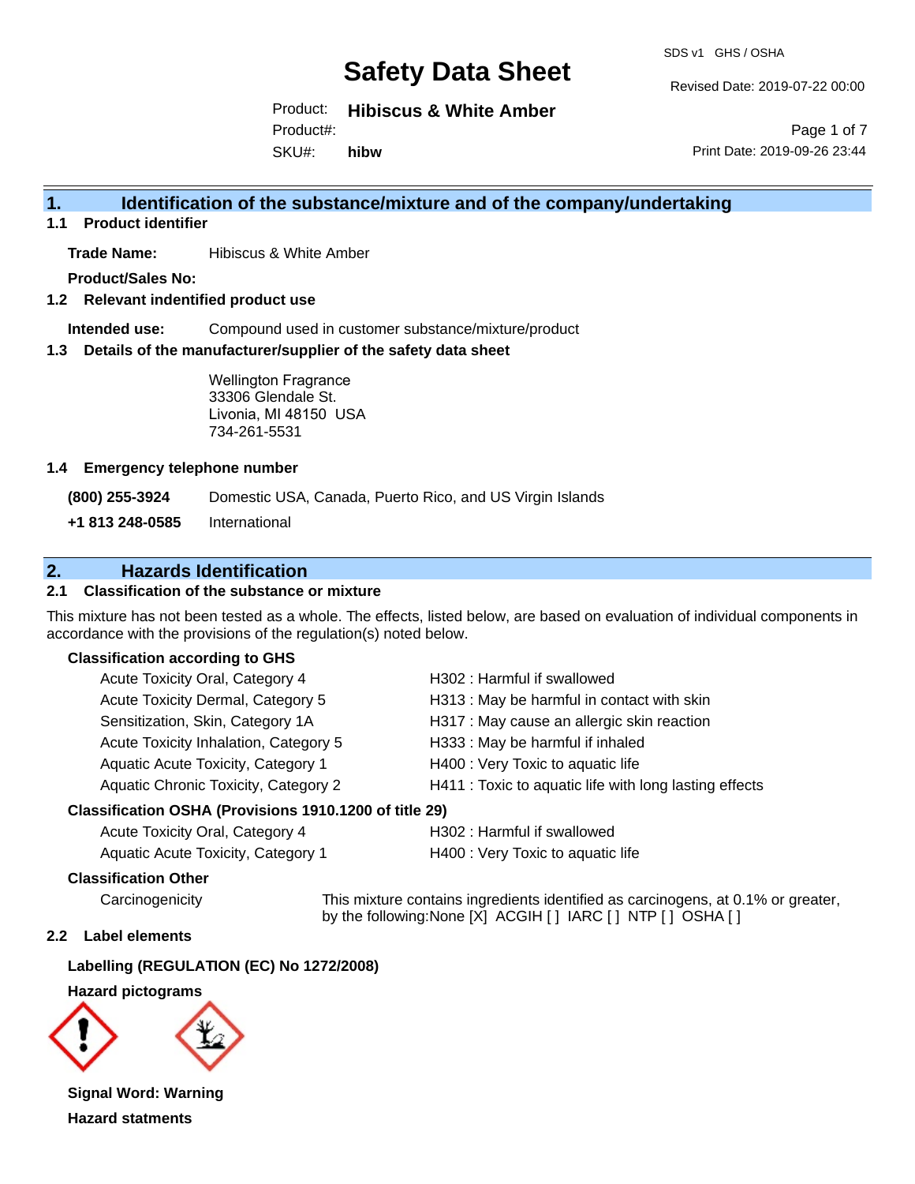# Safety Data Sheet

SDS v1 GHS / OSHA

Revised Date: 2019-07-22 00:00

Product: **Hibiscus & White Amber**

Product#:

SKU#: **hibw**

Print Date: 2019-09-26 23:44

## 1. Identification of the substance/mixture and of the company/undertaking

### 1.1 Product identifier

**Trade Name:** Hibiscus & White Amber

**Product/Sales No:**

### 1.2 Relevant identified product use

**Intended use:** Compound used in customer substance/mixture/product

### 1.3 Details of the manufacturer/supplier of the safety data sheet

Wellington Fragrance
33306 Glendale St.
Livonia, MI 48150 USA
734-261-5531

### 1.4 Emergency telephone number

**(800) 255-3924** Domestic USA, Canada, Puerto Rico, and US Virgin Islands

**+1 813 248-0585** International

## 2. Hazards Identification

### 2.1 Classification of the substance or mixture

This mixture has not been tested as a whole. The effects, listed below, are based on evaluation of individual components in accordance with the provisions of the regulation(s) noted below.

**Classification according to GHS**

| | |
|---|---|
| Acute Toxicity Oral, Category 4 | H302 : Harmful if swallowed |
| Acute Toxicity Dermal, Category 5 | H313 : May be harmful in contact with skin |
| Sensitization, Skin, Category 1A | H317 : May cause an allergic skin reaction |
| Acute Toxicity Inhalation, Category 5 | H333 : May be harmful if inhaled |
| Aquatic Acute Toxicity, Category 1 | H400 : Very Toxic to aquatic life |
| Aquatic Chronic Toxicity, Category 2 | H411 : Toxic to aquatic life with long lasting effects |

**Classification OSHA (Provisions 1910.1200 of title 29)**

| | |
|---|---|
| Acute Toxicity Oral, Category 4 | H302 : Harmful if swallowed |
| Aquatic Acute Toxicity, Category 1 | H400 : Very Toxic to aquatic life |

**Classification Other**

Carcinogenicity: This mixture contains ingredients identified as carcinogens, at 0.1% or greater, by the following:None [X] ACGIH [ ] IARC [ ] NTP [ ] OSHA [ ]

### 2.2 Label elements

**Labelling (REGULATION (EC) No 1272/2008)**

**Hazard pictograms**

**Signal Word: Warning**

**Hazard statments**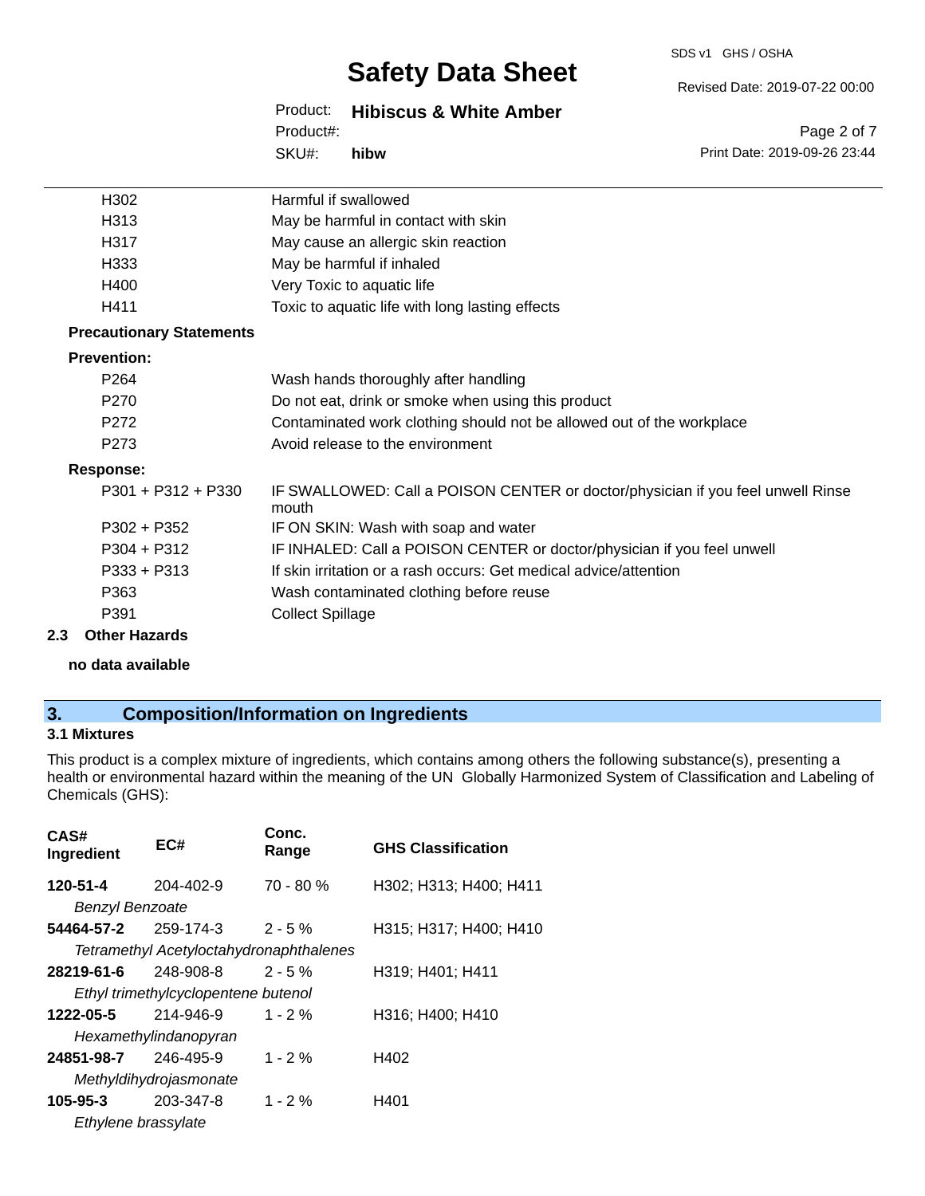| | |
|---|---|
| H302 | Harmful if swallowed |
| H313 | May be harmful in contact with skin |
| H317 | May cause an allergic skin reaction |
| H333 | May be harmful if inhaled |
| H400 | Very Toxic to aquatic life |
| H411 | Toxic to aquatic life with long lasting effects |

**Precautionary Statements**

**Prevention:**

| | |
|---|---|
| P264 | Wash hands thoroughly after handling |
| P270 | Do not eat, drink or smoke when using this product |
| P272 | Contaminated work clothing should not be allowed out of the workplace |
| P273 | Avoid release to the environment |

**Response:**

| | |
|---|---|
| P301 + P312 + P330 | IF SWALLOWED: Call a POISON CENTER or doctor/physician if you feel unwell Rinse mouth |
| P302 + P352 | IF ON SKIN: Wash with soap and water |
| P304 + P312 | IF INHALED: Call a POISON CENTER or doctor/physician if you feel unwell |
| P333 + P313 | If skin irritation or a rash occurs: Get medical advice/attention |
| P363 | Wash contaminated clothing before reuse |
| P391 | Collect Spillage |

**2.3 Other Hazards**

**no data available**

## 3. Composition/Information on Ingredients

### 3.1 Mixtures

This product is a complex mixture of ingredients, which contains among others the following substance(s), presenting a health or environmental hazard within the meaning of the UN Globally Harmonized System of Classification and Labeling of Chemicals (GHS):

| CAS# Ingredient | EC# | Conc. Range | GHS Classification |
|---|---|---|---|
| **120-51-4** | 204-402-9 | 70 - 80 % | H302; H313; H400; H411 |
| *Benzyl Benzoate* | | | |
| **54464-57-2** | 259-174-3 | 2 - 5 % | H315; H317; H400; H410 |
| *Tetramethyl Acetyloctahydronaphthalenes* | | | |
| **28219-61-6** | 248-908-8 | 2 - 5 % | H319; H401; H411 |
| *Ethyl trimethylcyclopentene butenol* | | | |
| **1222-05-5** | 214-946-9 | 1 - 2 % | H316; H400; H410 |
| *Hexamethylindanopyran* | | | |
| **24851-98-7** | 246-495-9 | 1 - 2 % | H402 |
| *Methyldihydrojasmonate* | | | |
| **105-95-3** | 203-347-8 | 1 - 2 % | H401 |
| *Ethylene brassylate* | | | |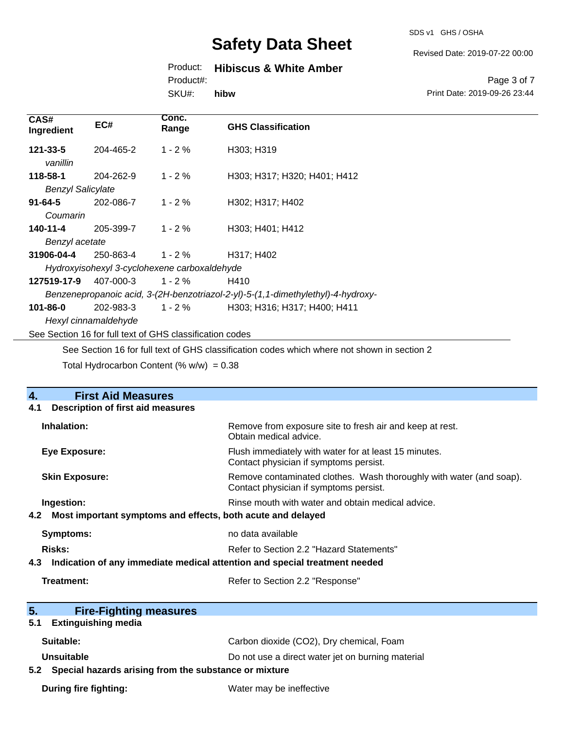| CAS# Ingredient | EC# | Conc. Range | GHS Classification |
|---|---|---|---|
| **121-33-5** | 204-465-2 | 1 - 2 % | H303; H319 |
| *vanillin* | | | |
| **118-58-1** | 204-262-9 | 1 - 2 % | H303; H317; H320; H401; H412 |
| *Benzyl Salicylate* | | | |
| **91-64-5** | 202-086-7 | 1 - 2 % | H302; H317; H402 |
| *Coumarin* | | | |
| **140-11-4** | 205-399-7 | 1 - 2 % | H303; H401; H412 |
| *Benzyl acetate* | | | |
| **31906-04-4** | 250-863-4 | 1 - 2 % | H317; H402 |
| *Hydroxyisohexyl 3-cyclohexene carboxaldehyde* | | | |
| **127519-17-9** | 407-000-3 | 1 - 2 % | H410 |
| *Benzenepropanoic acid, 3-(2H-benzotriazol-2-yl)-5-(1,1-dimethylethyl)-4-hydroxy-* | | | |
| **101-86-0** | 202-983-3 | 1 - 2 % | H303; H316; H317; H400; H411 |
| *Hexyl cinnamaldehyde* | | | |

See Section 16 for full text of GHS classification codes

See Section 16 for full text of GHS classification codes which where not shown in section 2

Total Hydrocarbon Content (% w/w) = 0.38

## 4. First Aid Measures

### 4.1 Description of first aid measures

**Inhalation:** Remove from exposure site to fresh air and keep at rest. Obtain medical advice.

**Eye Exposure:** Flush immediately with water for at least 15 minutes. Contact physician if symptoms persist.

**Skin Exposure:** Remove contaminated clothes. Wash thoroughly with water (and soap). Contact physician if symptoms persist.

**Ingestion:** Rinse mouth with water and obtain medical advice.

### 4.2 Most important symptoms and effects, both acute and delayed

**Symptoms:** no data available

**Risks:** Refer to Section 2.2 "Hazard Statements"

### 4.3 Indication of any immediate medical attention and special treatment needed

**Treatment:** Refer to Section 2.2 "Response"

## 5. Fire-Fighting measures

### 5.1 Extinguishing media

**Suitable:** Carbon dioxide ($CO_2$), Dry chemical, Foam

**Unsuitable** Do not use a direct water jet on burning material

### 5.2 Special hazards arising from the substance or mixture

**During fire fighting:** Water may be ineffective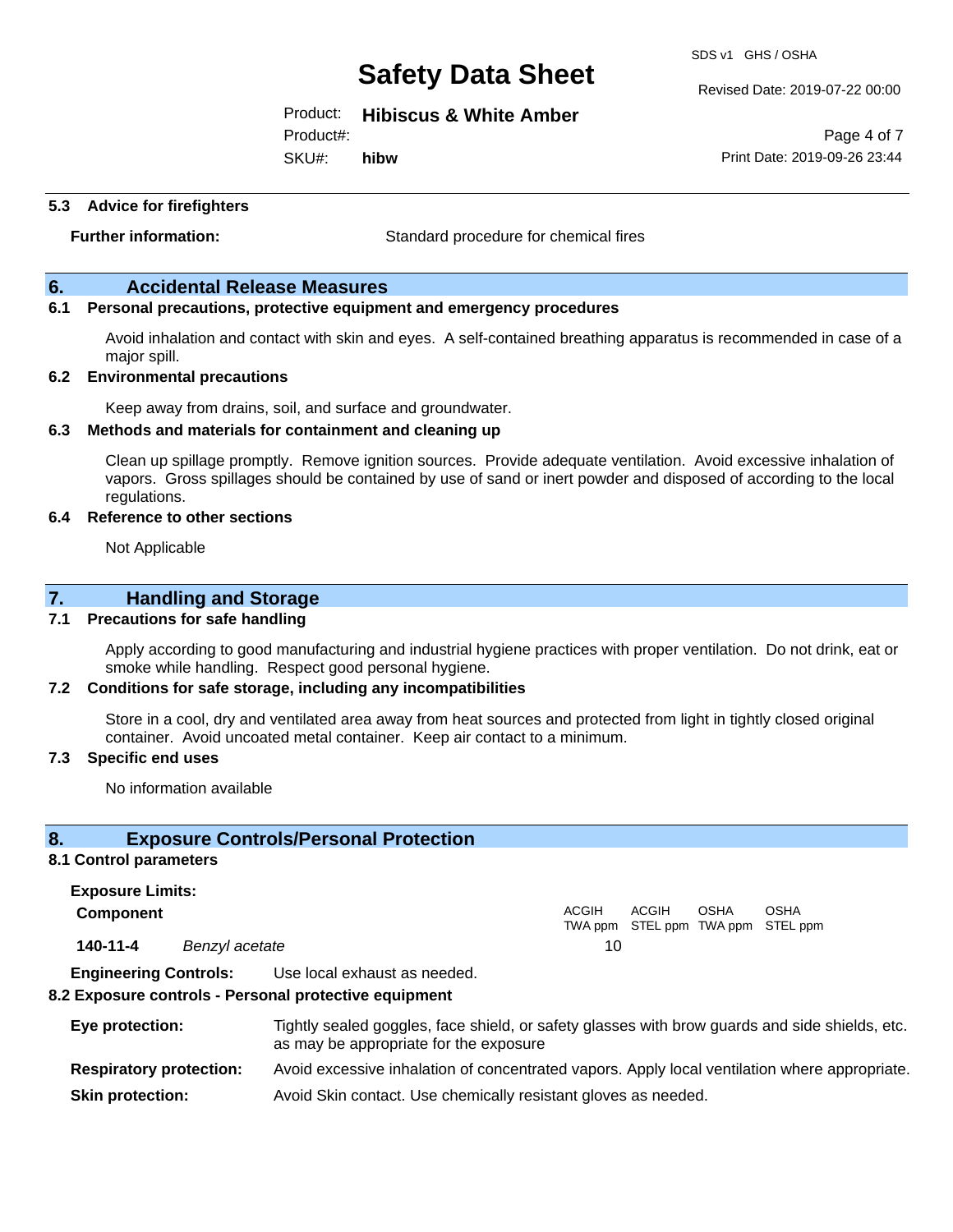### 5.3 Advice for firefighters

**Further information:** Standard procedure for chemical fires

## 6. Accidental Release Measures

### 6.1 Personal precautions, protective equipment and emergency procedures

Avoid inhalation and contact with skin and eyes. A self-contained breathing apparatus is recommended in case of a major spill.

### 6.2 Environmental precautions

Keep away from drains, soil, and surface and groundwater.

### 6.3 Methods and materials for containment and cleaning up

Clean up spillage promptly. Remove ignition sources. Provide adequate ventilation. Avoid excessive inhalation of vapors. Gross spillages should be contained by use of sand or inert powder and disposed of according to the local regulations.

### 6.4 Reference to other sections

Not Applicable

## 7. Handling and Storage

### 7.1 Precautions for safe handling

Apply according to good manufacturing and industrial hygiene practices with proper ventilation. Do not drink, eat or smoke while handling. Respect good personal hygiene.

### 7.2 Conditions for safe storage, including any incompatibilities

Store in a cool, dry and ventilated area away from heat sources and protected from light in tightly closed original container. Avoid uncoated metal container. Keep air contact to a minimum.

### 7.3 Specific end uses

No information available

## 8. Exposure Controls/Personal Protection

### 8.1 Control parameters

**Exposure Limits:**

| Component | | ACGIH TWA ppm | ACGIH STEL ppm | OSHA TWA ppm | OSHA STEL ppm |
|---|---|---|---|---|---|
| **140-11-4** | *Benzyl acetate* | 10 | | | |

**Engineering Controls:** Use local exhaust as needed.

### 8.2 Exposure controls - Personal protective equipment

**Eye protection:** Tightly sealed goggles, face shield, or safety glasses with brow guards and side shields, etc. as may be appropriate for the exposure

**Respiratory protection:** Avoid excessive inhalation of concentrated vapors. Apply local ventilation where appropriate.

**Skin protection:** Avoid Skin contact. Use chemically resistant gloves as needed.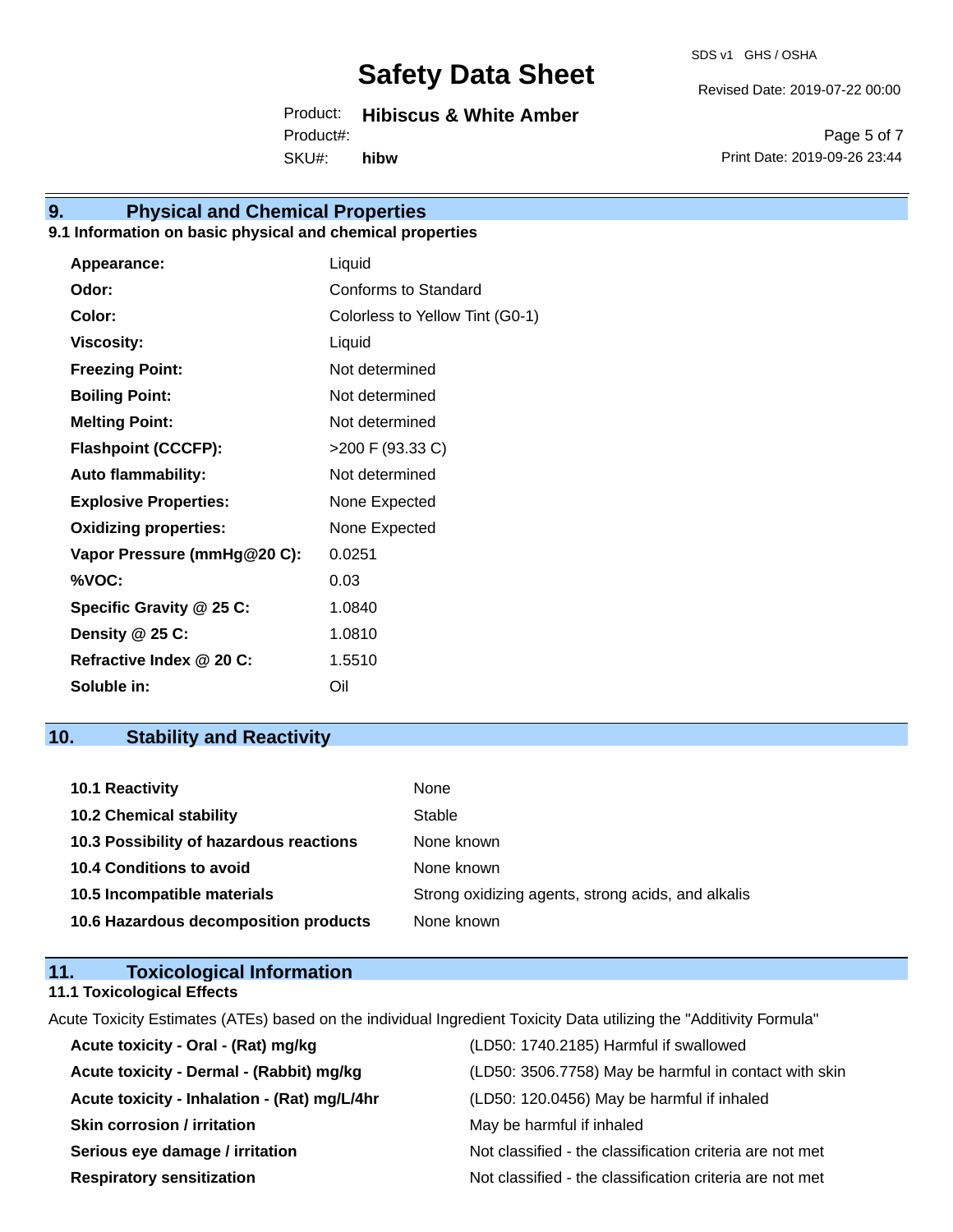## 9. Physical and Chemical Properties

### 9.1 Information on basic physical and chemical properties

| | |
|---|---|
| **Appearance:** | Liquid |
| **Odor:** | Conforms to Standard |
| **Color:** | Colorless to Yellow Tint (G0-1) |
| **Viscosity:** | Liquid |
| **Freezing Point:** | Not determined |
| **Boiling Point:** | Not determined |
| **Melting Point:** | Not determined |
| **Flashpoint (CCCFP):** | >200 F (93.33 C) |
| **Auto flammability:** | Not determined |
| **Explosive Properties:** | None Expected |
| **Oxidizing properties:** | None Expected |
| **Vapor Pressure (mmHg@20 C):** | 0.0251 |
| **%VOC:** | 0.03 |
| **Specific Gravity @ 25 C:** | 1.0840 |
| **Density @ 25 C:** | 1.0810 |
| **Refractive Index @ 20 C:** | 1.5510 |
| **Soluble in:** | Oil |

## 10. Stability and Reactivity

| | |
|---|---|
| **10.1 Reactivity** | None |
| **10.2 Chemical stability** | Stable |
| **10.3 Possibility of hazardous reactions** | None known |
| **10.4 Conditions to avoid** | None known |
| **10.5 Incompatible materials** | Strong oxidizing agents, strong acids, and alkalis |
| **10.6 Hazardous decomposition products** | None known |

## 11. Toxicological Information

### 11.1 Toxicological Effects

Acute Toxicity Estimates (ATEs) based on the individual Ingredient Toxicity Data utilizing the "Additivity Formula"

| | |
|---|---|
| **Acute toxicity - Oral - (Rat) mg/kg** | (LD50: 1740.2185) Harmful if swallowed |
| **Acute toxicity - Dermal - (Rabbit) mg/kg** | (LD50: 3506.7758) May be harmful in contact with skin |
| **Acute toxicity - Inhalation - (Rat) mg/L/4hr** | (LD50: 120.0456) May be harmful if inhaled |
| **Skin corrosion / irritation** | May be harmful if inhaled |
| **Serious eye damage / irritation** | Not classified - the classification criteria are not met |
| **Respiratory sensitization** | Not classified - the classification criteria are not met |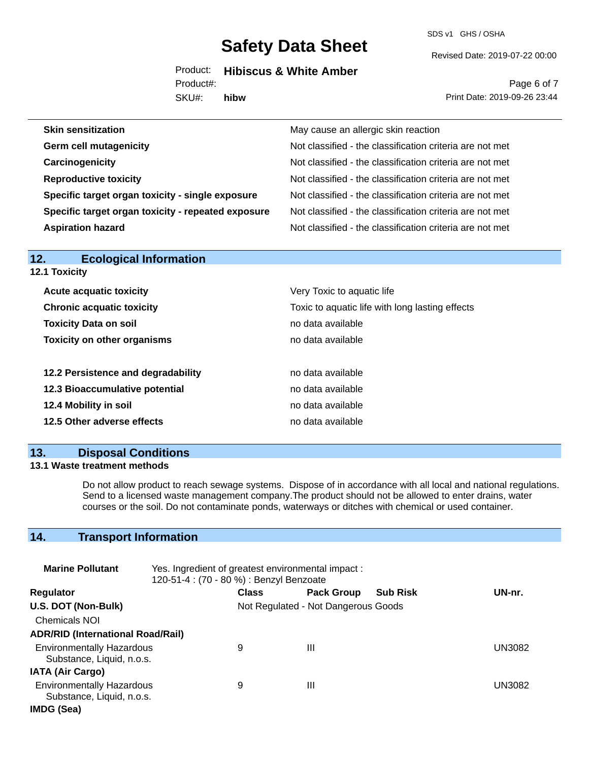| | |
|---|---|
| **Skin sensitization** | May cause an allergic skin reaction |
| **Germ cell mutagenicity** | Not classified - the classification criteria are not met |
| **Carcinogenicity** | Not classified - the classification criteria are not met |
| **Reproductive toxicity** | Not classified - the classification criteria are not met |
| **Specific target organ toxicity - single exposure** | Not classified - the classification criteria are not met |
| **Specific target organ toxicity - repeated exposure** | Not classified - the classification criteria are not met |
| **Aspiration hazard** | Not classified - the classification criteria are not met |

## 12. Ecological Information

### 12.1 Toxicity

| | |
|---|---|
| **Acute acquatic toxicity** | Very Toxic to aquatic life |
| **Chronic acquatic toxicity** | Toxic to aquatic life with long lasting effects |
| **Toxicity Data on soil** | no data available |
| **Toxicity on other organisms** | no data available |

| | |
|---|---|
| **12.2 Persistence and degradability** | no data available |
| **12.3 Bioaccumulative potential** | no data available |
| **12.4 Mobility in soil** | no data available |
| **12.5 Other adverse effects** | no data available |

## 13. Disposal Conditions

### 13.1 Waste treatment methods

Do not allow product to reach sewage systems. Dispose of in accordance with all local and national regulations. Send to a licensed waste management company.The product should not be allowed to enter drains, water courses or the soil. Do not contaminate ponds, waterways or ditches with chemical or used container.

## 14. Transport Information

**Marine Pollutant** Yes. Ingredient of greatest environmental impact : 120-51-4 : (70 - 80 %) : Benzyl Benzoate

| Regulator | Class | Pack Group | Sub Risk | UN-nr. |
|---|---|---|---|---|
| **U.S. DOT (Non-Bulk)** | Not Regulated - Not Dangerous Goods | | | |
| Chemicals NOI | | | | |
| **ADR/RID (International Road/Rail)** | | | | |
| Environmentally Hazardous Substance, Liquid, n.o.s. | 9 | III | | UN3082 |
| **IATA (Air Cargo)** | | | | |
| Environmentally Hazardous Substance, Liquid, n.o.s. | 9 | III | | UN3082 |
| **IMDG (Sea)** | | | | |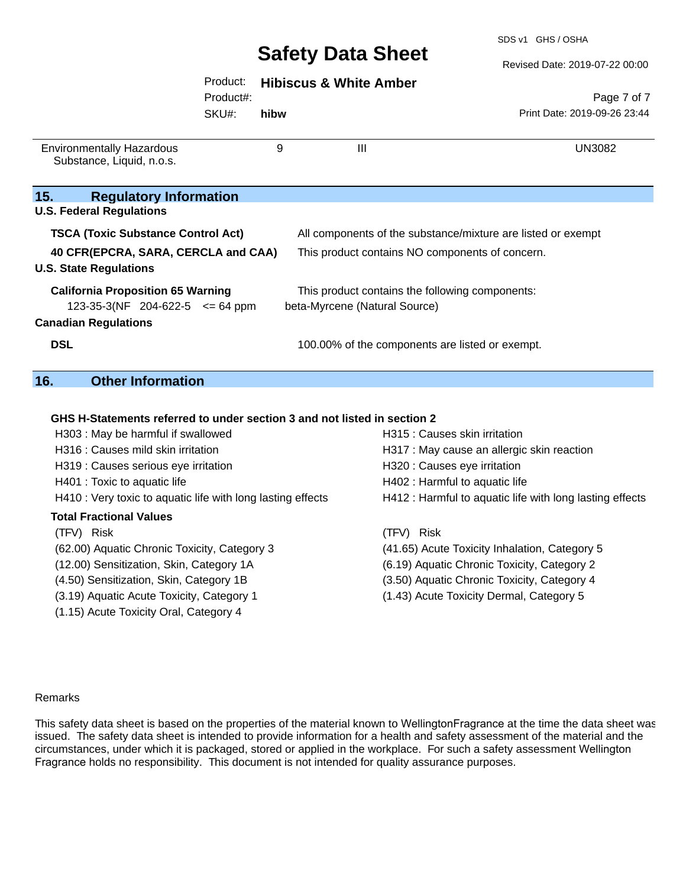| | | | |
|---|---|---|---|
| Environmentally Hazardous Substance, Liquid, n.o.s. | 9 | III | UN3082 |

## 15. Regulatory Information

**U.S. Federal Regulations**

**TSCA (Toxic Substance Control Act)** — All components of the substance/mixture are listed or exempt

**40 CFR(EPCRA, SARA, CERCLA and CAA)** — This product contains NO components of concern.

**U.S. State Regulations**

**California Proposition 65 Warning** — This product contains the following components:

123-35-3(NF 204-622-5 <= 64 ppm — beta-Myrcene (Natural Source)

**Canadian Regulations**

**DSL** — 100.00% of the components are listed or exempt.

## 16. Other Information

**GHS H-Statements referred to under section 3 and not listed in section 2**

H303 : May be harmful if swallowed
H315 : Causes skin irritation
H316 : Causes mild skin irritation
H317 : May cause an allergic skin reaction
H319 : Causes serious eye irritation
H320 : Causes eye irritation
H401 : Toxic to aquatic life
H402 : Harmful to aquatic life
H410 : Very toxic to aquatic life with long lasting effects
H412 : Harmful to aquatic life with long lasting effects

**Total Fractional Values**

| (TFV) Risk | (TFV) Risk |
|---|---|
| (62.00) Aquatic Chronic Toxicity, Category 3 | (41.65) Acute Toxicity Inhalation, Category 5 |
| (12.00) Sensitization, Skin, Category 1A | (6.19) Aquatic Chronic Toxicity, Category 2 |
| (4.50) Sensitization, Skin, Category 1B | (3.50) Aquatic Chronic Toxicity, Category 4 |
| (3.19) Aquatic Acute Toxicity, Category 1 | (1.43) Acute Toxicity Dermal, Category 5 |
| (1.15) Acute Toxicity Oral, Category 4 | |

Remarks

This safety data sheet is based on the properties of the material known to WellingtonFragrance at the time the data sheet was issued. The safety data sheet is intended to provide information for a health and safety assessment of the material and the circumstances, under which it is packaged, stored or applied in the workplace. For such a safety assessment Wellington Fragrance holds no responsibility. This document is not intended for quality assurance purposes.